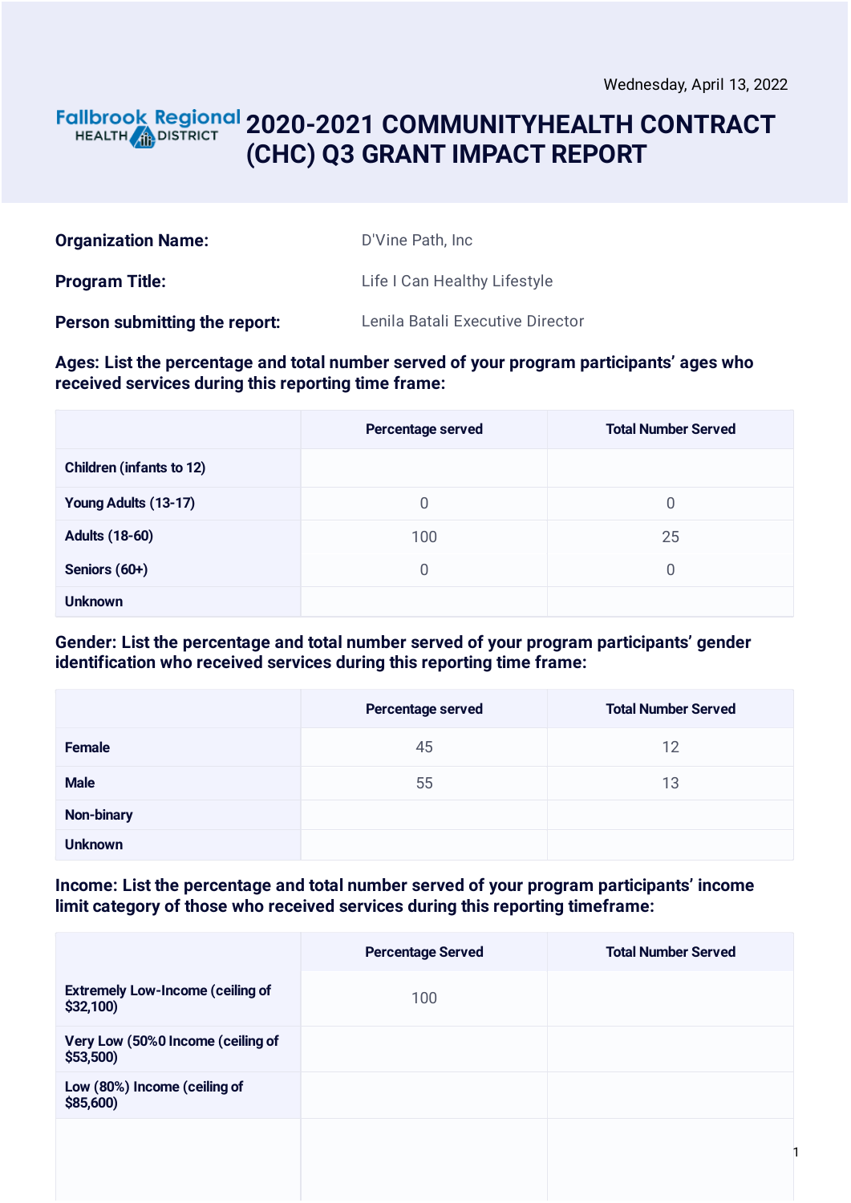Wednesday, April 13, 2022

Fallbrook Regional HEALTH DISTRICT

# 2020-2021 COMMUNITYHEALTH CONTRACT (CHC) Q3 GRANT IMPACT REPORT

**Organization Name:** D'Vine Path, Inc

**Program Title:** Life I Can Healthy Lifestyle

**Person submitting the report:** Lenila Batali Executive Director

**Ages: List the percentage and total number served of your program participants' ages who received services during this reporting time frame:**

| | Percentage served | Total Number Served |
|---|---|---|
| Children (infants to 12) | | |
| Young Adults (13-17) | 0 | 0 |
| Adults (18-60) | 100 | 25 |
| Seniors (60+) | 0 | 0 |
| Unknown | | |

**Gender: List the percentage and total number served of your program participants' gender identification who received services during this reporting time frame:**

| | Percentage served | Total Number Served |
|---|---|---|
| Female | 45 | 12 |
| Male | 55 | 13 |
| Non-binary | | |
| Unknown | | |

**Income: List the percentage and total number served of your program participants' income limit category of those who received services during this reporting timeframe:**

| | Percentage Served | Total Number Served |
|---|---|---|
| Extremely Low-Income (ceiling of $32,100) | 100 | |
| Very Low (50%0 Income (ceiling of $53,500) | | |
| Low (80%) Income (ceiling of $85,600) | | |
| | | |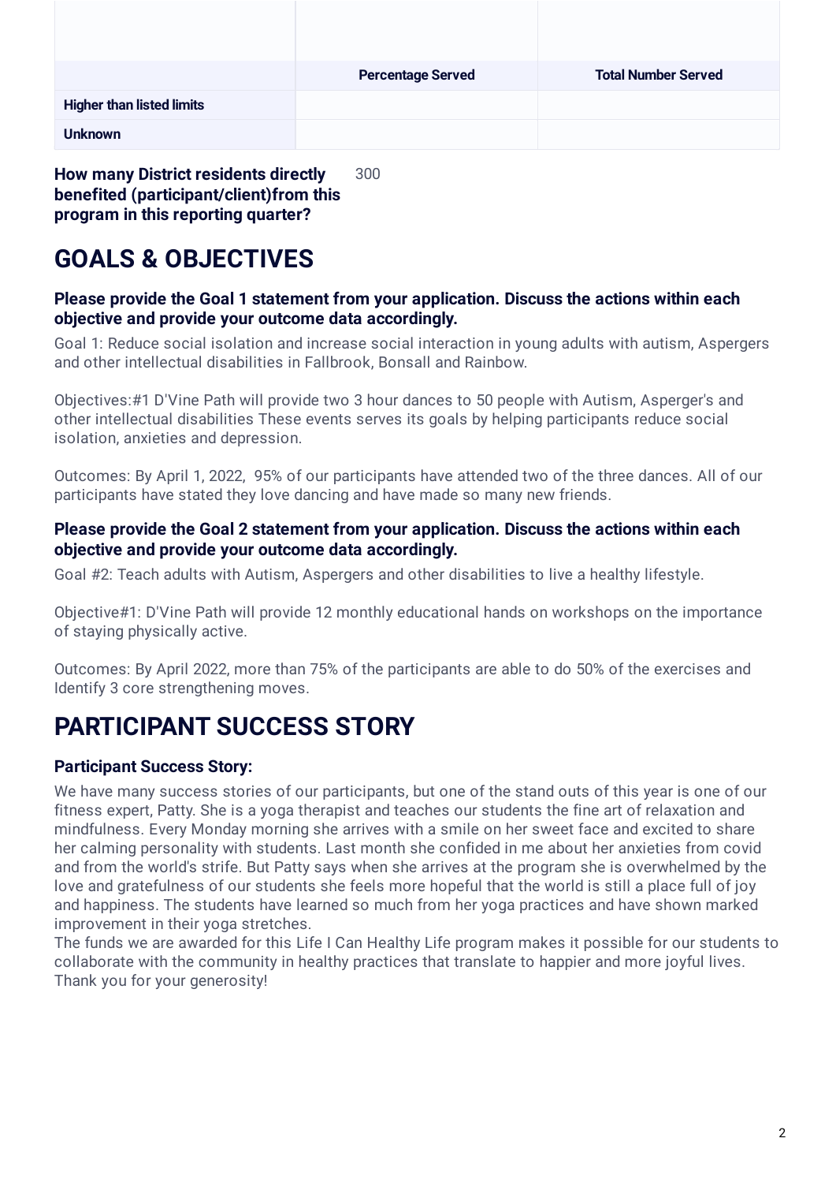| | Percentage Served | Total Number Served |
|---|---|---|
| **Higher than listed limits** | | |
| **Unknown** | | |

**How many District residents directly benefited (participant/client)from this program in this reporting quarter?** 300

# GOALS & OBJECTIVES

### Please provide the Goal 1 statement from your application. Discuss the actions within each objective and provide your outcome data accordingly.

Goal 1: Reduce social isolation and increase social interaction in young adults with autism, Aspergers and other intellectual disabilities in Fallbrook, Bonsall and Rainbow.

Objectives:#1 D'Vine Path will provide two 3 hour dances to 50 people with Autism, Asperger's and other intellectual disabilities These events serves its goals by helping participants reduce social isolation, anxieties and depression.

Outcomes: By April 1, 2022, 95% of our participants have attended two of the three dances. All of our participants have stated they love dancing and have made so many new friends.

### Please provide the Goal 2 statement from your application. Discuss the actions within each objective and provide your outcome data accordingly.

Goal #2: Teach adults with Autism, Aspergers and other disabilities to live a healthy lifestyle.

Objective#1: D'Vine Path will provide 12 monthly educational hands on workshops on the importance of staying physically active.

Outcomes: By April 2022, more than 75% of the participants are able to do 50% of the exercises and Identify 3 core strengthening moves.

# PARTICIPANT SUCCESS STORY

### Participant Success Story:

We have many success stories of our participants, but one of the stand outs of this year is one of our fitness expert, Patty. She is a yoga therapist and teaches our students the fine art of relaxation and mindfulness. Every Monday morning she arrives with a smile on her sweet face and excited to share her calming personality with students. Last month she confided in me about her anxieties from covid and from the world's strife. But Patty says when she arrives at the program she is overwhelmed by the love and gratefulness of our students she feels more hopeful that the world is still a place full of joy and happiness. The students have learned so much from her yoga practices and have shown marked improvement in their yoga stretches.
The funds we are awarded for this Life I Can Healthy Life program makes it possible for our students to collaborate with the community in healthy practices that translate to happier and more joyful lives. Thank you for your generosity!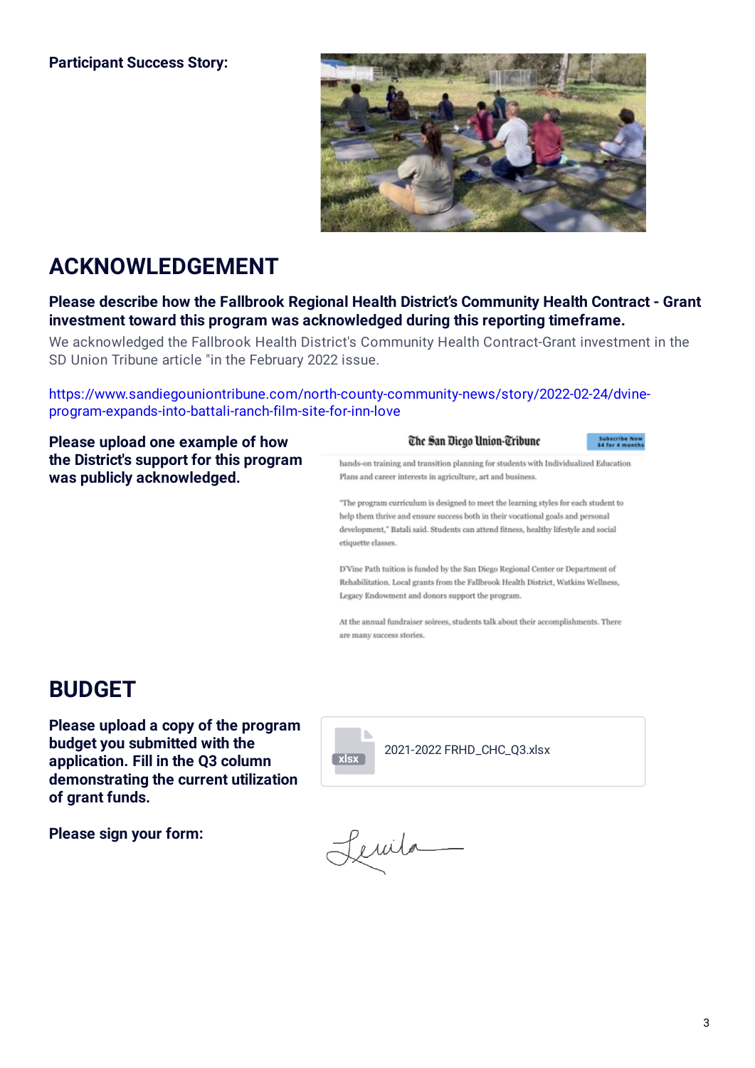**Participant Success Story:**

## ACKNOWLEDGEMENT

**Please describe how the Fallbrook Regional Health District's Community Health Contract - Grant investment toward this program was acknowledged during this reporting timeframe.**

We acknowledged the Fallbrook Health District's Community Health Contract-Grant investment in the SD Union Tribune article "in the February 2022 issue.

https://www.sandiegouniontribune.com/north-county-community-news/story/2022-02-24/dvine-program-expands-into-battali-ranch-film-site-for-inn-love

**Please upload one example of how the District's support for this program was publicly acknowledged.**

The San Diego Union-Tribune

Subscribe Now $4 for 4 months

hands-on training and transition planning for students with Individualized Education Plans and career interests in agriculture, art and business.

"The program curriculum is designed to meet the learning styles for each student to help them thrive and ensure success both in their vocational goals and personal development," Batali said. Students can attend fitness, healthy lifestyle and social etiquette classes.

D'Vine Path tuition is funded by the San Diego Regional Center or Department of Rehabilitation. Local grants from the Fallbrook Health District, Watkins Wellness, Legacy Endowment and donors support the program.

At the annual fundraiser soirees, students talk about their accomplishments. There are many success stories.

## BUDGET

**Please upload a copy of the program budget you submitted with the application. Fill in the Q3 column demonstrating the current utilization of grant funds.**

xlsx 2021-2022 FRHD_CHC_Q3.xlsx

**Please sign your form:**